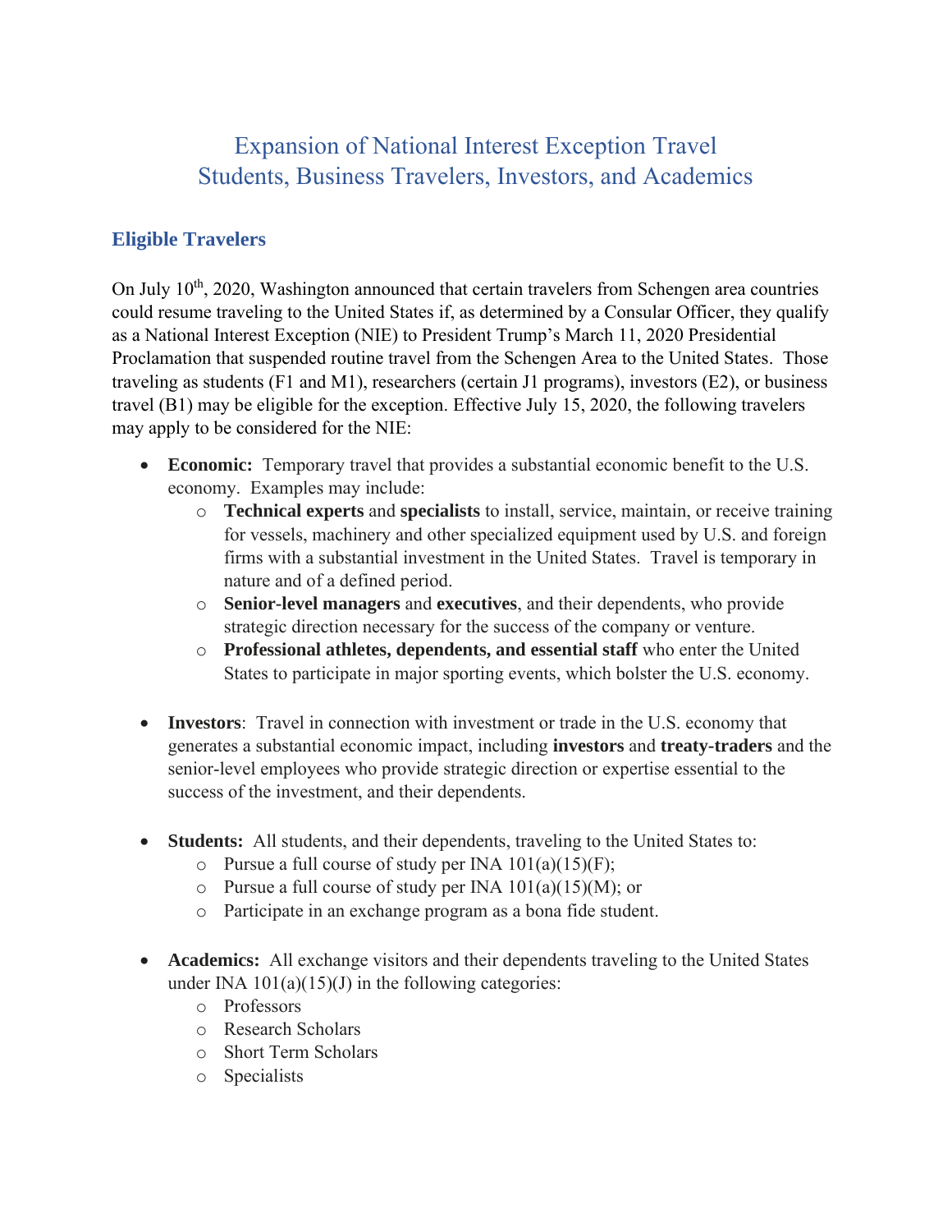# Expansion of National Interest Exception Travel
# Students, Business Travelers, Investors, and Academics

## Eligible Travelers

On July 10th, 2020, Washington announced that certain travelers from Schengen area countries could resume traveling to the United States if, as determined by a Consular Officer, they qualify as a National Interest Exception (NIE) to President Trump's March 11, 2020 Presidential Proclamation that suspended routine travel from the Schengen Area to the United States. Those traveling as students (F1 and M1), researchers (certain J1 programs), investors (E2), or business travel (B1) may be eligible for the exception. Effective July 15, 2020, the following travelers may apply to be considered for the NIE:

- **Economic:** Temporary travel that provides a substantial economic benefit to the U.S. economy. Examples may include:
  - **Technical experts** and **specialists** to install, service, maintain, or receive training for vessels, machinery and other specialized equipment used by U.S. and foreign firms with a substantial investment in the United States. Travel is temporary in nature and of a defined period.
  - **Senior-level managers** and **executives**, and their dependents, who provide strategic direction necessary for the success of the company or venture.
  - **Professional athletes, dependents, and essential staff** who enter the United States to participate in major sporting events, which bolster the U.S. economy.

- **Investors**: Travel in connection with investment or trade in the U.S. economy that generates a substantial economic impact, including **investors** and **treaty-traders** and the senior-level employees who provide strategic direction or expertise essential to the success of the investment, and their dependents.

- **Students:** All students, and their dependents, traveling to the United States to:
  - Pursue a full course of study per INA 101(a)(15)(F);
  - Pursue a full course of study per INA 101(a)(15)(M); or
  - Participate in an exchange program as a bona fide student.

- **Academics:** All exchange visitors and their dependents traveling to the United States under INA 101(a)(15)(J) in the following categories:
  - Professors
  - Research Scholars
  - Short Term Scholars
  - Specialists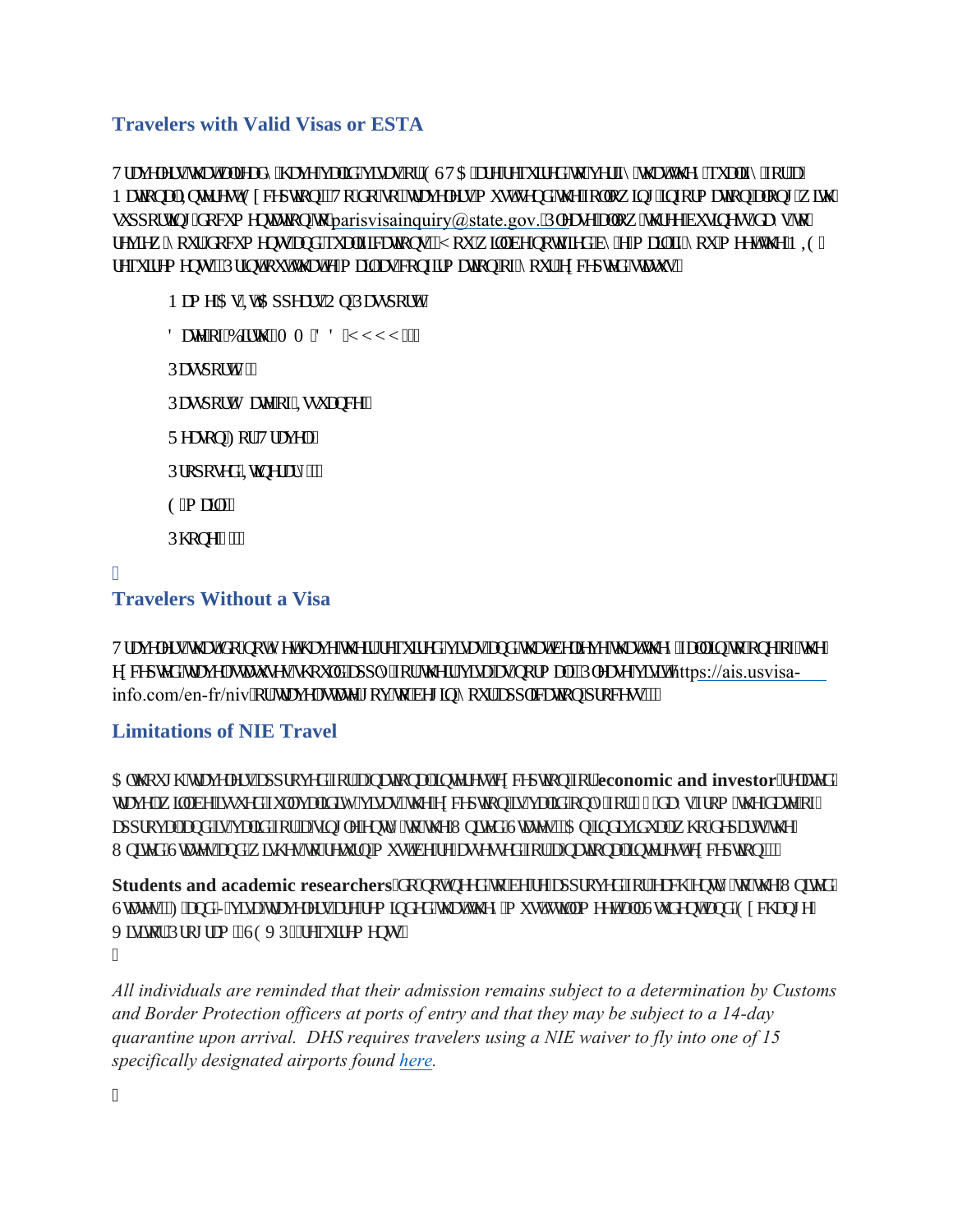## Travelers with Valid Visas or ESTA

Travelers that already have valid visas or ESTA, are required to verify that they qualify for a National Interest Exception. To do so, travelers must send the following information along with supporting documentation to parisvisainquiry@state.gov. Please allow three business days to review your documents and qualifications. You will be notified by email if you meet the NIE requirement. Print out that email as confirmation of your excepted status.

Name As It Appears on Passport:

Date of Birth (MM/DD/YYYY):

Passport #:

Passport Date of Issuance:

Reason For Travel:

Proposed Itinerary:

E-mail:

Phone:

## Travelers Without a Visa

Travelers that do not possess the required visa and that believe that they fall into one of the excepted travel categories should apply for their visa as normal. Please visit https://ais.usvisa-info.com/en-fr/niv or travel.state.gov to begin your application process.

## Limitations of NIE Travel

Although travelers approved for a national interest exception for **economic and investor** related travel will be issued full validity visas, the exception is valid only for 30 days from the date of approval and is valid for a single entry to the United States. An individual who departs the United States and wishes to return must be reassessed for a national interest exception.

**Students and academic researchers** do not need to be re-approved for each entry to the United States. F and J visa travelers are reminded that they must still meet all Student and Exchange Visitor Program (SEVP) requirements.

*All individuals are reminded that their admission remains subject to a determination by Customs and Border Protection officers at ports of entry and that they may be subject to a 14-day quarantine upon arrival. DHS requires travelers using a NIE waiver to fly into one of 15 specifically designated airports found here.*